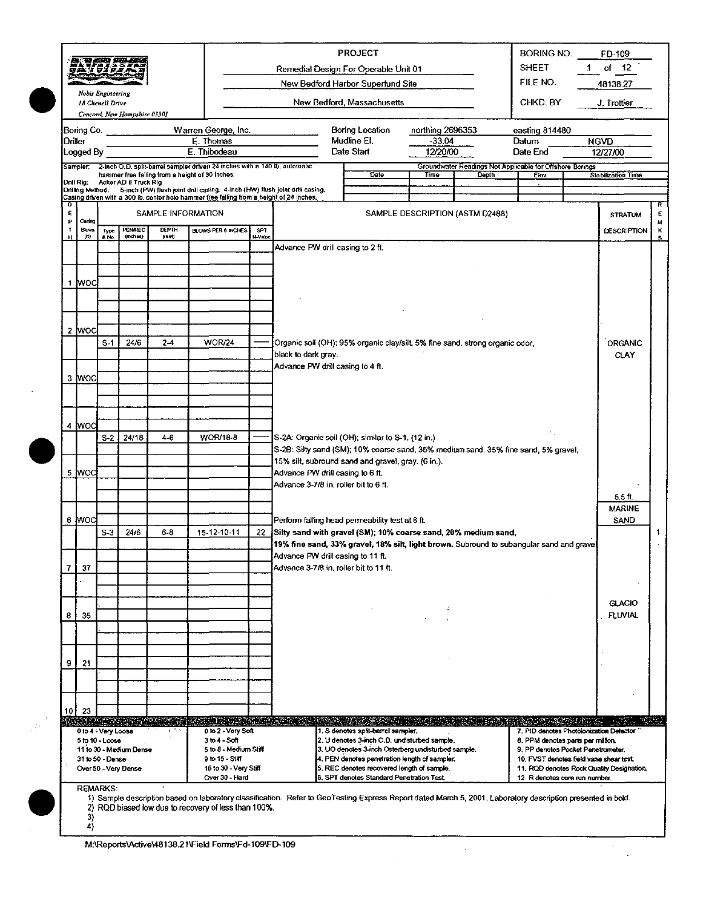**Nobis Engineering**
18 Chenell Drive
Concord, New Hampshire 03301

**PROJECT**
Remedial Design For Operable Unit 01
New Bedford Harbor Superfund Site
New Bedford, Massachusetts

| | |
|---|---|
| BORING NO. | FD-109 |
| SHEET | 1 of 12 |
| FILE NO. | 48138.27 |
| CHKD. BY | J. Trottier |

| | | | | | |
|---|---|---|---|---|---|
| Boring Co. | Warren George, Inc. | Boring Location | northing 2696353 | easting 814480 | |
| Driller | E. Thomas | Mudline El. | -33.04 | Datum | NGVD |
| Logged By | E. Thibodeau | Date Start | 12/20/00 | Date End | 12/27/00 |

Sampler: 2-inch O.D. split-barrel sampler driven 24 inches with a 140 lb. automatic hammer free falling from a height of 30 inches.
Drill Rig: Acker AD II Truck Rig
Drilling Method: 5-inch (PW) flush joint drill casing. 4-inch (HW) flush joint drill casing. Casing driven with a 300 lb. center hole hammer free falling from a height of 24 inches.

Groundwater Readings Not Applicable for Offshore Borings

| Date | Time | Depth | Elev. | Stabilization Time |
|---|---|---|---|---|
| | | | | |

| DEPTH | Casing Blows (ft) | Type & No. | PEN/REC (inches) | DEPTH (feet) | BLOWS PER 6 INCHES | SPT N-Value | SAMPLE DESCRIPTION (ASTM D2488) | STRATUM DESCRIPTION | REMKS |
|---|---|---|---|---|---|---|---|---|---|
| | | | | | | | Advance PW drill casing to 2 ft. | | |
| 1 | WOC | | | | | | | | |
| 2 | WOC | | | | | | | | |
| | | S-1 | 24/6 | 2-4 | WOR/24 | — | Organic soil (OH); 95% organic clay/silt, 5% fine sand, strong organic odor, black to dark gray. | ORGANIC CLAY | |
| | | | | | | | Advance PW drill casing to 4 ft. | | |
| 3 | WOC | | | | | | | | |
| 4 | WOC | | | | | | | | |
| | | S-2 | 24/18 | 4-6 | WOR/18-8 | — | S-2A: Organic soil (OH); similar to S-1. (12 in.) | | |
| | | | | | | | S-2B: Silty sand (SM); 10% coarse sand, 35% medium sand, 35% fine sand, 5% gravel, 15% silt, subround sand and gravel, gray. (6 in.). | | |
| 5 | WOC | | | | | | Advance PW drill casing to 6 ft. | | |
| | | | | | | | Advance 3-7/8 in. roller bit to 6 ft. | 5.5 ft. | |
| | | | | | | | | MARINE SAND | |
| 6 | WOC | | | | | | Perform falling head permeability test at 6 ft. | | |
| | | S-3 | 24/6 | 6-8 | 15-12-10-11 | 22 | **Silty sand with gravel (SM); 10% coarse sand, 20% medium sand, 19% fine sand, 33% gravel, 18% silt, light brown.** Subround to subangular sand and gravel | | 1 |
| | | | | | | | Advance PW drill casing to 11 ft. | | |
| 7 | 37 | | | | | | Advance 3-7/8 in. roller bit to 11 ft. | | |
| 8 | 35 | | | | | | | GLACIO FLUVIAL | |
| 9 | 21 | | | | | | | | |
| 10 | 23 | | | | | | | | |

| | | | |
|---|---|---|---|
| 0 to 4 - Very Loose | 0 to 2 - Very Soft | 1. S denotes split-barrel sampler. | 7. PID denotes Photoionization Detector |
| 5 to 10 - Loose | 3 to 4 - Soft | 2. U denotes 3-inch O.D. undisturbed sample. | 8. PPM denotes parts per million. |
| 11 to 30 - Medium Dense | 5 to 8 - Medium Stiff | 3. UO denotes 3-inch Osterberg undisturbed sample. | 9. PP denotes Pocket Penetrometer. |
| 31 to 50 - Dense | 9 to 15 - Stiff | 4. PEN denotes penetration length of sampler. | 10. FVST denotes field vane shear test. |
| Over 50 - Very Dense | 16 to 30 - Very Stiff | 5. REC denotes recovered length of sample. | 11. RQD denotes Rock Quality Designation. |
| | Over 30 - Hard | 6. SPT denotes Standard Penetration Test. | 12. R denotes core run number. |

REMARKS:
1) Sample description based on laboratory classification. Refer to GeoTesting Express Report dated March 5, 2001. Laboratory description presented in bold.
2) RQD biased low due to recovery of less than 100%.
3)
4)

M:\Reports\Active\48138.21\Field Forms\Fd-109\FD-109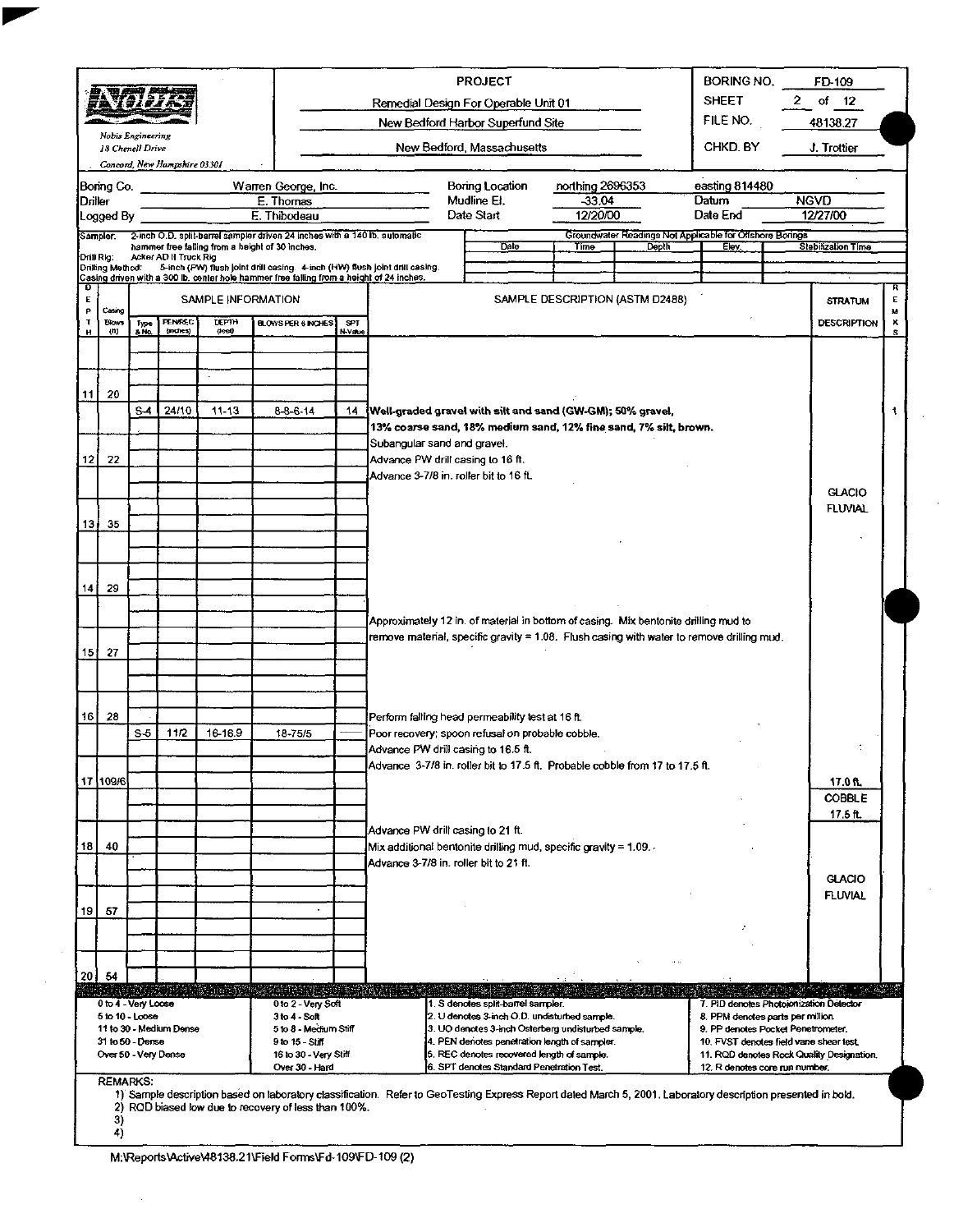**Nobis Engineering**
*18 Chenell Drive*
*Concord, New Hampshire 03301*

**PROJECT**
Remedial Design For Operable Unit 01
New Bedford Harbor Superfund Site
New Bedford, Massachusetts

BORING NO. FD-109
SHEET 2 of 12
FILE NO. 48138.27
CHKD. BY J. Trottier

| | | | | | |
|---|---|---|---|---|---|
| Boring Co. | Warren George, Inc. | Boring Location | northing 2696353 | easting 814480 | |
| Driller | E. Thomas | Mudline El. | -33.04 | Datum | NGVD |
| Logged By | E. Thibodeau | Date Start | 12/20/00 | Date End | 12/27/00 |

Sampler: 2-inch O.D. split-barrel sampler driven 24 inches with a 140 lb. automatic hammer free falling from a height of 30 inches.
Drill Rig: Acker AD II Truck Rig
Drilling Method: 5-inch (PW) flush joint drill casing. 4-inch (HW) flush joint drill casing. Casing driven with a 300 lb. center hole hammer free falling from a height of 24 inches.

Groundwater Readings Not Applicable for Offshore Borings

| Date | Time | Depth | Elev. | Stabilization Time |
|---|---|---|---|---|
| | | | | |

| DEPTH | Casing Blows (ft) | Type & No. | PEN/REC (inches) | DEPTH (feet) | BLOWS PER 6 INCHES | SPT N-Value | SAMPLE DESCRIPTION (ASTM D2488) | STRATUM DESCRIPTION | REMARKS |
|---|---|---|---|---|---|---|---|---|---|
| 11 | 20 | | | | | | | | |
| | | S-4 | 24/10 | 11-13 | 8-8-6-14 | 14 | **Well-graded gravel with silt and sand (GW-GM); 50% gravel, 13% coarse sand, 18% medium sand, 12% fine sand, 7% silt, brown.** | | 1 |
| | | | | | | | Subangular sand and gravel. | | |
| 12 | 22 | | | | | | Advance PW drill casing to 16 ft. | | |
| | | | | | | | Advance 3-7/8 in. roller bit to 16 ft. | | |
| | | | | | | | | GLACIO FLUVIAL | |
| 13 | 35 | | | | | | | | |
| 14 | 29 | | | | | | | | |
| | | | | | | | Approximately 12 in. of material in bottom of casing. Mix bentonite drilling mud to remove material, specific gravity = 1.08. Flush casing with water to remove drilling mud. | | |
| 15 | 27 | | | | | | | | |
| 16 | 28 | | | | | | Perform falling head permeability test at 16 ft. | | |
| | | S-5 | 11/2 | 16-16.9 | 18-75/5 | | Poor recovery; spoon refusal on probable cobble. | | |
| | | | | | | | Advance PW drill casing to 16.5 ft. | | |
| | | | | | | | Advance 3-7/8 in. roller bit to 17.5 ft. Probable cobble from 17 to 17.5 ft. | | |
| 17 | 109/6 | | | | | | | 17.0 ft. COBBLE 17.5 ft. | |
| | | | | | | | Advance PW drill casing to 21 ft. | | |
| 18 | 40 | | | | | | Mix additional bentonite drilling mud, specific gravity = 1.09. | | |
| | | | | | | | Advance 3-7/8 in. roller bit to 21 ft. | | |
| | | | | | | | | GLACIO FLUVIAL | |
| 19 | 57 | | | | | | | | |
| 20 | 54 | | | | | | | | |

| | | | |
|---|---|---|---|
| 0 to 4 - Very Loose | 0 to 2 - Very Soft | 1. S denotes split-barrel sampler. | 7. PID denotes Photoionization Detector |
| 5 to 10 - Loose | 3 to 4 - Soft | 2. U denotes 3-inch O.D. undisturbed sample. | 8. PPM denotes parts per million. |
| 11 to 30 - Medium Dense | 5 to 8 - Medium Stiff | 3. UO denotes 3-inch Osterberg undisturbed sample. | 9. PP denotes Pocket Penetrometer. |
| 31 to 50 - Dense | 9 to 15 - Stiff | 4. PEN denotes penetration length of sampler. | 10. FVST denotes field vane shear test. |
| Over 50 - Very Dense | 16 to 30 - Very Stiff | 5. REC denotes recovered length of sample. | 11. RQD denotes Rock Quality Designation. |
| | Over 30 - Hard | 6. SPT denotes Standard Penetration Test. | 12. R denotes core run number. |

REMARKS:
1) Sample description based on laboratory classification. Refer to GeoTesting Express Report dated March 5, 2001. Laboratory description presented in bold.
2) RQD biased low due to recovery of less than 100%.
3)
4)

M:\Reports\Active\48138.21\Field Forms\Fd-109\FD-109 (2)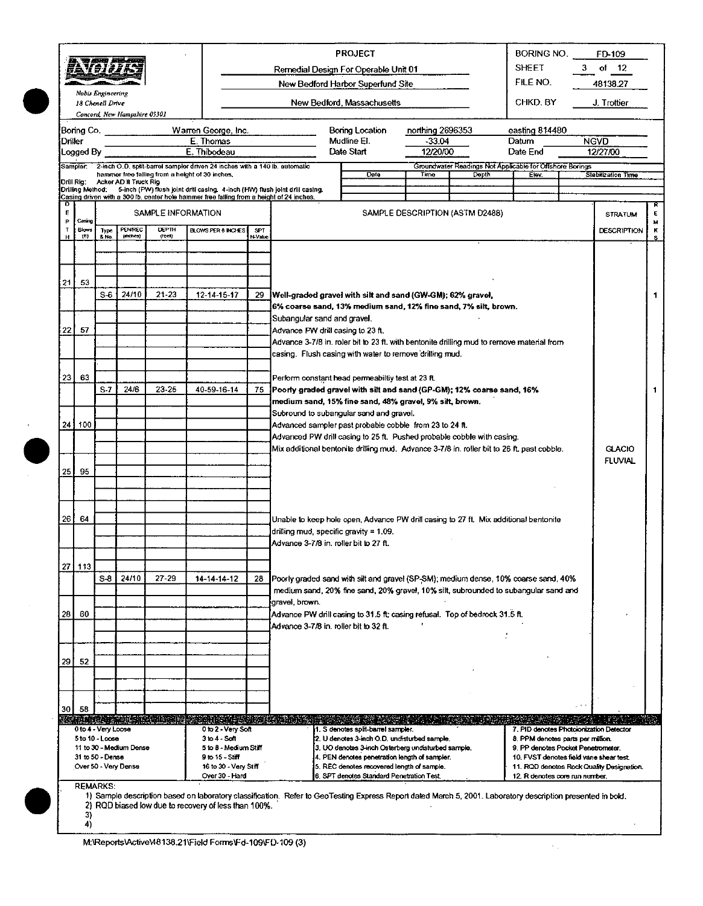**Nobis Engineering**
18 Chenell Drive
Concord, New Hampshire 03301

**PROJECT**

Remedial Design For Operable Unit 01

New Bedford Harbor Superfund Site

New Bedford, Massachusetts

| | |
|---|---|
| BORING NO. | FD-109 |
| SHEET | 3 of 12 |
| FILE NO. | 48138.27 |
| CHKD. BY | J. Trottier |

| | | | | | |
|---|---|---|---|---|---|
| Boring Co. | Warren George, Inc. | Boring Location | northing 2696353 | easting 814480 | |
| Driller | E. Thomas | Mudline El. | -33.04 | Datum | NGVD |
| Logged By | E. Thibodeau | Date Start | 12/20/00 | Date End | 12/27/00 |

Sampler: 2-inch O.D. split-barrel sampler driven 24 inches with a 140 lb. automatic hammer free falling from a height of 30 inches.
Drill Rig: Acker AD II Truck Rig
Drilling Method: 5-inch (PW) flush joint drill casing. 4-inch (HW) flush joint drill casing. Casing driven with a 300 lb. center hole hammer free falling from a height of 24 inches.

Groundwater Readings Not Applicable for Offshore Borings

| Date | Time | Depth | Elev. | Stabilization Time |
|---|---|---|---|---|
| | | | | |

| DEPTH | Casing Blows (ft) | Type & No. | PEN/REC (inches) | DEPTH (feet) | BLOWS PER 6 INCHES | SPT N-Value | SAMPLE DESCRIPTION (ASTM D2488) | STRATUM DESCRIPTION | REMKS |
|---|---|---|---|---|---|---|---|---|---|
| 21 | 53 | | | | | | | | |
| | | S-6 | 24/10 | 21-23 | 12-14-15-17 | 29 | **Well-graded gravel with silt and sand (GW-GM); 62% gravel, 6% coarse sand, 13% medium sand, 12% fine sand, 7% silt, brown.** | | 1 |
| | | | | | | | Subangular sand and gravel. | | |
| 22 | 57 | | | | | | Advance PW drill casing to 23 ft. | | |
| | | | | | | | Advance 3-7/8 in. roller bit to 23 ft. with bentonite drilling mud to remove material from casing. Flush casing with water to remove drilling mud. | | |
| 23 | 63 | | | | | | Perform constant head permeabiltiy test at 23 ft. | | |
| | | S-7 | 24/6 | 23-25 | 40-59-16-14 | 75 | **Poorly graded gravel with silt and sand (GP-GM); 12% coarse sand, 16% medium sand, 15% fine sand, 48% gravel, 9% silt, brown.** | | 1 |
| | | | | | | | Subround to subangular sand and gravel. | | |
| 24 | 100 | | | | | | Advanced sampler past probable cobble from 23 to 24 ft. | | |
| | | | | | | | Advanced PW drill casing to 25 ft. Pushed probable cobble with casing. | | |
| | | | | | | | Mix additional bentonite drilling mud. Advance 3-7/8 in. roller bit to 26 ft. past cobble. | GLACIO FLUVIAL | |
| 25 | 95 | | | | | | | | |
| 26 | 64 | | | | | | Unable to keep hole open, Advance PW drill casing to 27 ft. Mix additional bentonite drilling mud, specific gravity = 1.09. | | |
| | | | | | | | Advance 3-7/8 in. roller bit to 27 ft. | | |
| 27 | 113 | | | | | | | | |
| | | S-8 | 24/10 | 27-29 | 14-14-14-12 | 28 | Poorly graded sand with silt and gravel (SP-SM); medium dense, 10% coarse sand, 40% medium sand, 20% fine sand, 20% gravel, 10% silt, subrounded to subangular sand and gravel, brown. | | |
| 28 | 80 | | | | | | Advance PW drill casing to 31.5 ft; casing refusal. Top of bedrock 31.5 ft. | | |
| | | | | | | | Advance 3-7/8 in. roller bit to 32 ft. | | |
| 29 | 52 | | | | | | | | |
| 30 | 58 | | | | | | | | |

| | | | |
|---|---|---|---|
| 0 to 4 - Very Loose | 0 to 2 - Very Soft | 1. S denotes split-barrel sampler. | 7. PID denotes Photoionization Detector |
| 5 to 10 - Loose | 3 to 4 - Soft | 2. U denotes 3-inch O.D. undisturbed sample. | 8. PPM denotes parts per million. |
| 11 to 30 - Medium Dense | 5 to 8 - Medium Stiff | 3. UO denotes 3-inch Osterberg undisturbed sample. | 9. PP denotes Pocket Penetrometer. |
| 31 to 50 - Dense | 9 to 15 - Stiff | 4. PEN denotes penetration length of sampler. | 10. FVST denotes field vane shear test. |
| Over 50 - Very Dense | 16 to 30 - Very Stiff | 5. REC denotes recovered length of sample. | 11. RQD denotes Rock Quality Designation. |
| | Over 30 - Hard | 6. SPT denotes Standard Penetration Test. | 12. R denotes core run number. |

REMARKS:

1) Sample description based on laboratory classification. Refer to GeoTesting Express Report dated March 5, 2001. Laboratory description presented in bold.
2) RQD biased low due to recovery of less than 100%.
3)
4)

M:\Reports\Active\48138.21\Field Forms\Fd-109\FD-109 (3)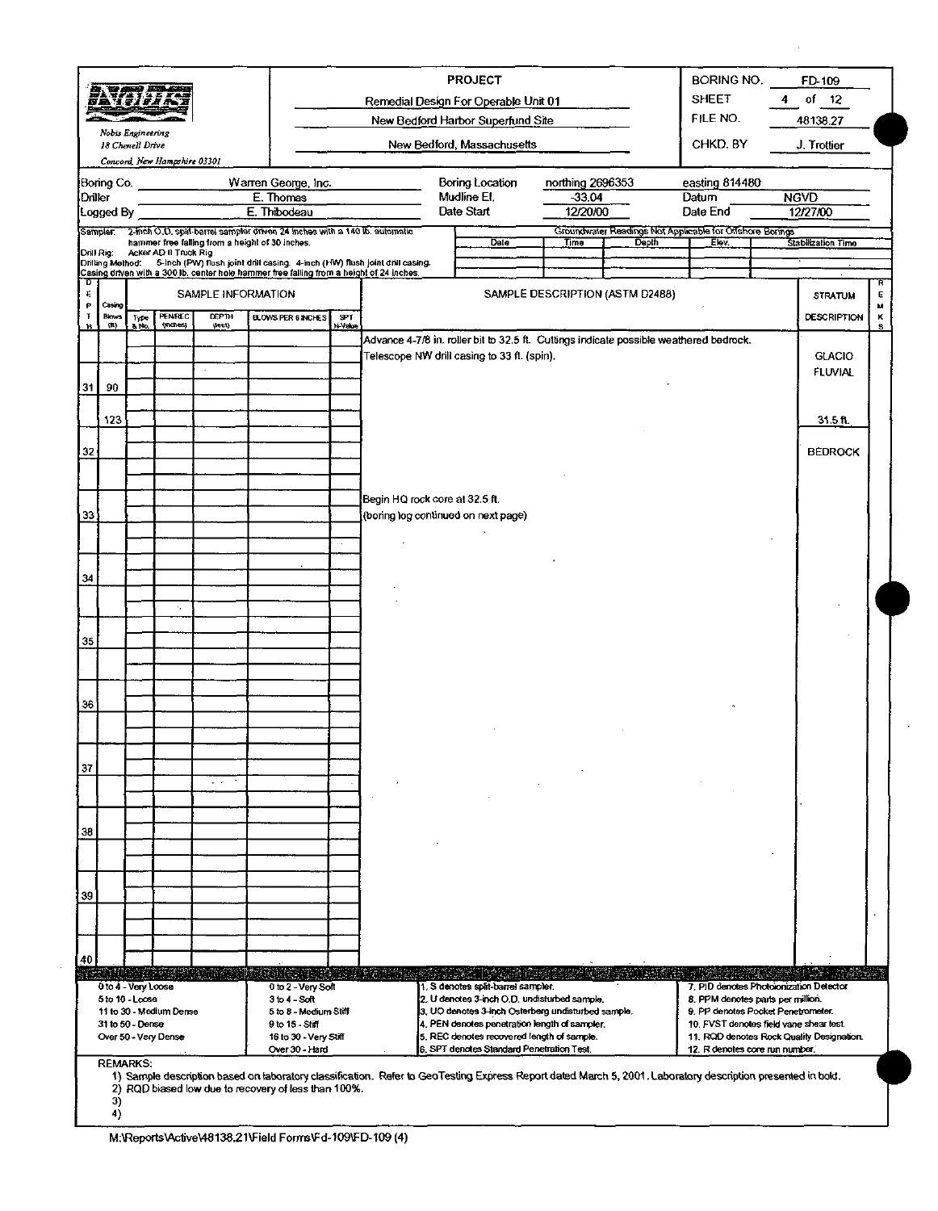**Nobis Engineering**
*18 Chenell Drive*
*Concord, New Hampshire 03301*

| PROJECT | | |
|---|---|---|
| Remedial Design For Operable Unit 01 | BORING NO. | FD-109 |
| New Bedford Harbor Superfund Site | SHEET | 4 of 12 |
| New Bedford, Massachusetts | FILE NO. | 48138.27 |
| | CHKD. BY | J. Trottier |

| | | | | | |
|---|---|---|---|---|---|
| Boring Co. | Warren George, Inc. | Boring Location | northing 2696353 | easting 814480 | |
| Driller | E. Thomas | Mudline El. | -33.04 | Datum | NGVD |
| Logged By | E. Thibodeau | Date Start | 12/20/00 | Date End | 12/27/00 |

Sampler: 2-inch O.D. split-barrel sampler driven 24 inches with a 140 lb. automatic hammer free falling from a height of 30 inches.
Drill Rig: Acker AD II Truck Rig
Drilling Method: 5-inch (PW) flush joint drill casing. 4-inch (HW) flush joint drill casing. Casing driven with a 300 lb. center hole hammer free falling from a height of 24 inches.

Groundwater Readings Not Applicable for Offshore Borings

| Date | Time | Depth | Elev. | Stabilization Time |
|---|---|---|---|---|
| | | | | |

| DEPTH | Casing Blows (ft) | Type & No. | PEN/REC (inches) | DEPTH (feet) | BLOWS PER 6 INCHES | SPT N-Value | SAMPLE DESCRIPTION (ASTM D2488) | STRATUM DESCRIPTION | REMARKS |
|---|---|---|---|---|---|---|---|---|---|
| | | | | | | | Advance 4-7/8 in. roller bit to 32.5 ft. Cuttings indicate possible weathered bedrock. | | |
| | | | | | | | Telescope NW drill casing to 33 ft. (spin). | GLACIO FLUVIAL | |
| 31 | 90 | | | | | | | | |
| | 123 | | | | | | | 31.5 ft. | |
| 32 | | | | | | | | BEDROCK | |
| | | | | | | | Begin HQ rock core at 32.5 ft. | | |
| 33 | | | | | | | (boring log continued on next page) | | |
| 34 | | | | | | | | | |
| 35 | | | | | | | | | |
| 36 | | | | | | | | | |
| 37 | | | | | | | | | |
| 38 | | | | | | | | | |
| 39 | | | | | | | | | |
| 40 | | | | | | | | | |

| | | | |
|---|---|---|---|
| 0 to 4 - Very Loose | 0 to 2 - Very Soft | 1. S denotes split-barrel sampler. | 7. PID denotes Photoionization Detector |
| 5 to 10 - Loose | 3 to 4 - Soft | 2. U denotes 3-inch O.D. undisturbed sample. | 8. PPM denotes parts per million. |
| 11 to 30 - Medium Dense | 5 to 8 - Medium Stiff | 3. UO denotes 3-inch Osterberg undisturbed sample. | 9. PP denotes Pocket Penetrometer. |
| 31 to 50 - Dense | 9 to 15 - Stiff | 4. PEN denotes penetration length of sampler. | 10. FVST denotes field vane shear test. |
| Over 50 - Very Dense | 16 to 30 - Very Stiff | 5. REC denotes recovered length of sample. | 11. RQD denotes Rock Quality Designation. |
| | Over 30 - Hard | 6. SPT denotes Standard Penetration Test. | 12. R denotes core run number. |

REMARKS:
1) Sample description based on laboratory classification. Refer to GeoTesting Express Report dated March 5, 2001. Laboratory description presented in bold.
2) RQD biased low due to recovery of less than 100%.
3)
4)

M:\Reports\Active\48138.21\Field Forms\Fd-109\FD-109 (4)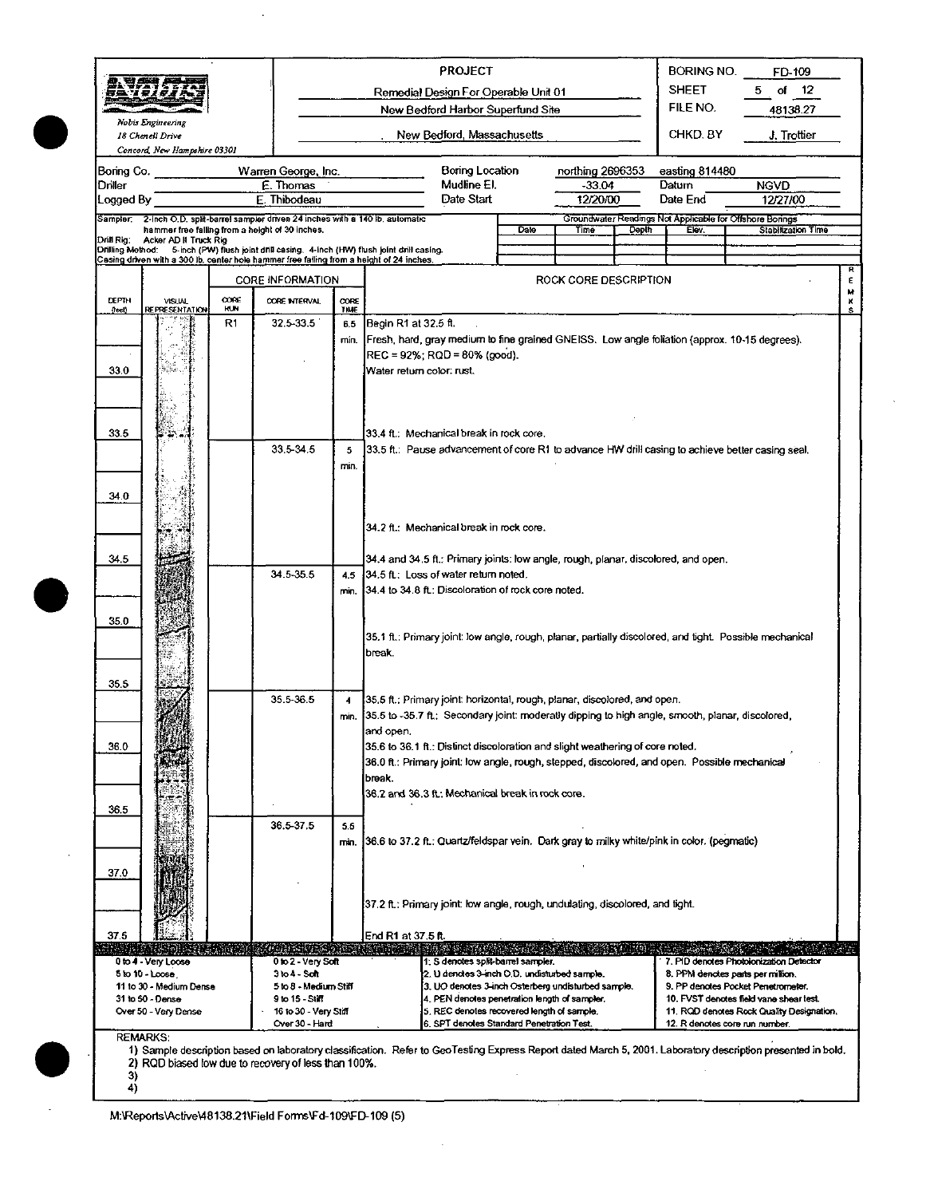**Nobis Engineering**
18 Chenell Drive
Concord, New Hampshire 03301

**PROJECT**
Remedial Design For Operable Unit 01
New Bedford Harbor Superfund Site
New Bedford, Massachusetts

BORING NO. FD-109
SHEET 5 of 12
FILE NO. 48138.27
CHKD. BY J. Trottier

| | | | | | |
|---|---|---|---|---|---|
| Boring Co. | Warren George, Inc. | Boring Location | northing 2696353 | easting 814480 | |
| Driller | E. Thomas | Mudline El. | -33.04 | Datum | NGVD |
| Logged By | E. Thibodeau | Date Start | 12/20/00 | Date End | 12/27/00 |

Sampler: 2-inch O.D. split-barrel sampler driven 24 inches with a 140 lb. automatic hammer free falling from a height of 30 inches.
Drill Rig: Acker AD II Truck Rig
Drilling Method: 5-inch (PW) flush joint drill casing. 4-inch (HW) flush joint drill casing.
Casing driven with a 300 lb. center hole hammer free falling from a height of 24 inches.

Groundwater Readings Not Applicable for Offshore Borings

| Date | Time | Depth | Elev. | Stabilization Time |
|---|---|---|---|---|
| | | | | |

| DEPTH (feet) | VISUAL REPRESENTATION | CORE RUN | CORE INTERVAL | CORE TIME | ROCK CORE DESCRIPTION | REMKS |
|---|---|---|---|---|---|---|
| | | R1 | 32.5-33.5 | 6.5 min. | Begin R1 at 32.5 ft.<br>Fresh, hard, gray medium to fine grained GNEISS. Low angle foliation (approx. 10-15 degrees).<br>REC = 92%; RQD = 80% (good).<br>Water return color: rust. | |
| 33.0 | | | | | | |
| 33.5 | | | | | 33.4 ft.: Mechanical break in rock core. | |
| | | | 33.5-34.5 | 5 min. | 33.5 ft.: Pause advancement of core R1 to advance HW drill casing to achieve better casing seal. | |
| 34.0 | | | | | 34.2 ft.: Mechanical break in rock core. | |
| 34.5 | | | | | 34.4 and 34.5 ft.: Primary joints: low angle, rough, planar, discolored, and open. | |
| | | | 34.5-35.5 | 4.5 min. | 34.5 ft.: Loss of water return noted.<br>34.4 to 34.8 ft.: Discoloration of rock core noted. | |
| 35.0 | | | | | 35.1 ft.: Primary joint: low angle, rough, planar, partially discolored, and tight. Possible mechanical break. | |
| 35.5 | | | | | | |
| | | | 35.5-36.5 | 4 min. | 35.5 ft.: Primary joint: horizontal, rough, planar, discolored, and open.<br>35.5 to -35.7 ft.: Secondary joint: moderatly dipping to high angle, smooth, planar, discolored, and open. | |
| 36.0 | | | | | 35.6 to 36.1 ft.: Distinct discoloration and slight weathering of core noted.<br>36.0 ft.: Primary joint: low angle, rough, stepped, discolored, and open. Possible mechanical break.<br>36.2 and 36.3 ft.: Mechanical break in rock core. | |
| 36.5 | | | | | | |
| | | | 36.5-37.5 | 5.5 min. | 36.6 to 37.2 ft.: Quartz/feldspar vein. Dark gray to milky white/pink in color. (pegmatic) | |
| 37.0 | | | | | 37.2 ft.: Primary joint: low angle, rough, undulating, discolored, and tight. | |
| 37.5 | | | | | End R1 at 37.5 ft. | |

| | | | |
|---|---|---|---|
| 0 to 4 - Very Loose | 0 to 2 - Very Soft | 1. S denotes split-barrel sampler. | 7. PID denotes Photoionization Detector |
| 5 to 10 - Loose | 3 to 4 - Soft | 2. U denotes 3-inch O.D. undisturbed sample. | 8. PPM denotes parts per million. |
| 11 to 30 - Medium Dense | 5 to 8 - Medium Stiff | 3. UO denotes 3-inch Osterberg undisturbed sample. | 9. PP denotes Pocket Penetrometer. |
| 31 to 50 - Dense | 9 to 15 - Stiff | 4. PEN denotes penetration length of sampler. | 10. FVST denotes field vane shear test. |
| Over 50 - Very Dense | 16 to 30 - Very Stiff | 5. REC denotes recovered length of sample. | 11. RQD denotes Rock Quality Designation. |
| | Over 30 - Hard | 6. SPT denotes Standard Penetration Test. | 12. R denotes core run number. |

REMARKS:
1) Sample description based on laboratory classification. Refer to GeoTesting Express Report dated March 5, 2001. Laboratory description presented in bold.
2) RQD biased low due to recovery of less than 100%.
3)
4)

M:\Reports\Active\48138.21\Field Forms\Fd-109\FD-109 (5)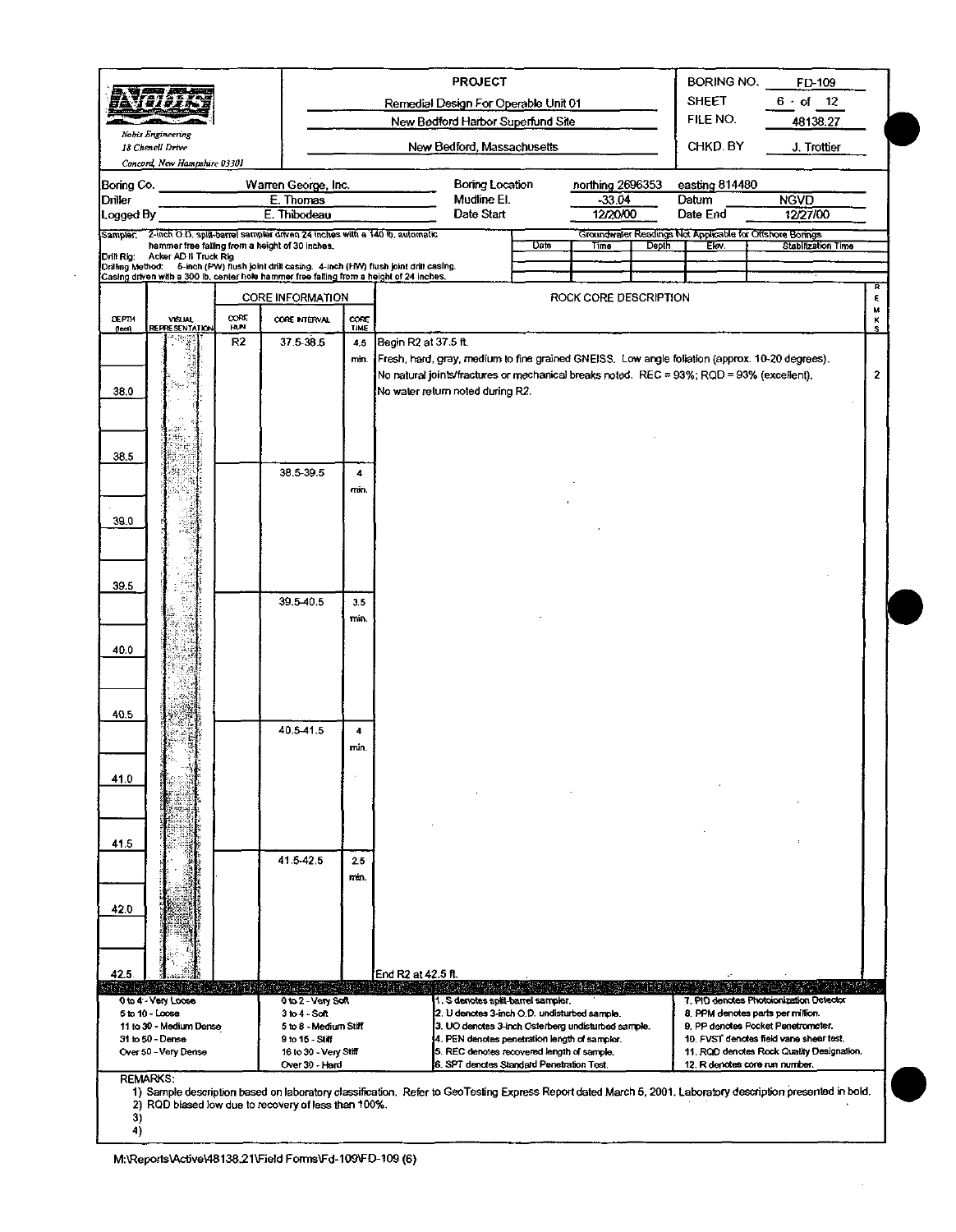**Nobis Engineering**
18 Chenell Drive
Concord, New Hampshire 03301

**PROJECT**
Remedial Design For Operable Unit 01
New Bedford Harbor Superfund Site
New Bedford, Massachusetts

| | |
|---|---|
| BORING NO. | FD-109 |
| SHEET | 6 of 12 |
| FILE NO. | 48138.27 |
| CHKD. BY | J. Trottier |

| | | | |
|---|---|---|---|
| Boring Co. | Warren George, Inc. | Boring Location | northing 2696353 easting 814480 |
| Driller | E. Thomas | Mudline El. | -33.04 Datum NGVD |
| Logged By | E. Thibodeau | Date Start | 12/20/00 Date End 12/27/00 |

Sampler: 2-inch O.D. split-barrel sampler driven 24 inches with a 140 lb. automatic hammer free falling from a height of 30 inches.
Drill Rig: Acker AD II Truck Rig
Drilling Method: 5-inch (PW) flush joint drill casing. 4-inch (HW) flush joint drill casing. Casing driven with a 300 lb. center hole hammer free falling from a height of 24 inches.

Groundwater Readings Not Applicable for Offshore Borings

| Date | Time | Depth | Elev. | Stabilization Time |
|---|---|---|---|---|
| | | | | |

| DEPTH (feet) | CORE RUN | CORE INTERVAL | CORE TIME | ROCK CORE DESCRIPTION | REMARKS |
|---|---|---|---|---|---|
| | R2 | 37.5-38.5 | 4.5 min. | Begin R2 at 37.5 ft. Fresh, hard, gray, medium to fine grained GNEISS. Low angle foliation (approx. 10-20 degrees). No natural joints/fractures or mechanical breaks noted. REC = 93%; RQD = 93% (excellent). No water return noted during R2. | 2 |
| 38.0 | | | | | |
| 38.5 | | 38.5-39.5 | 4 min. | | |
| 39.0 | | | | | |
| 39.5 | | 39.5-40.5 | 3.5 min. | | |
| 40.0 | | | | | |
| 40.5 | | 40.5-41.5 | 4 min. | | |
| 41.0 | | | | | |
| 41.5 | | 41.5-42.5 | 2.5 min. | | |
| 42.0 | | | | | |
| 42.5 | | | | End R2 at 42.5 ft. | |

| | | | |
|---|---|---|---|
| 0 to 4 - Very Loose | 0 to 2 - Very Soft | 1. S denotes split-barrel sampler. | 7. PID denotes Photoionization Detector |
| 5 to 10 - Loose | 3 to 4 - Soft | 2. U denotes 3-inch O.D. undisturbed sample. | 8. PPM denotes parts per million. |
| 11 to 30 - Medium Dense | 5 to 8 - Medium Stiff | 3. UO denotes 3-inch Osterberg undisturbed sample. | 9. PP denotes Pocket Penetrometer. |
| 31 to 50 - Dense | 9 to 15 - Stiff | 4. PEN denotes penetration length of sampler. | 10. FVST denotes field vane shear test. |
| Over 50 - Very Dense | 16 to 30 - Very Stiff | 5. REC denotes recovered length of sample. | 11. RQD denotes Rock Quality Designation. |
| | Over 30 - Hard | 6. SPT denotes Standard Penetration Test. | 12. R denotes core run number. |

REMARKS:
1) Sample description based on laboratory classification. Refer to GeoTesting Express Report dated March 5, 2001. Laboratory description presented in bold.
2) RQD biased low due to recovery of less than 100%.
3)
4)

M:\Reports\Active\48138.21\Field Forms\Fd-109\FD-109 (6)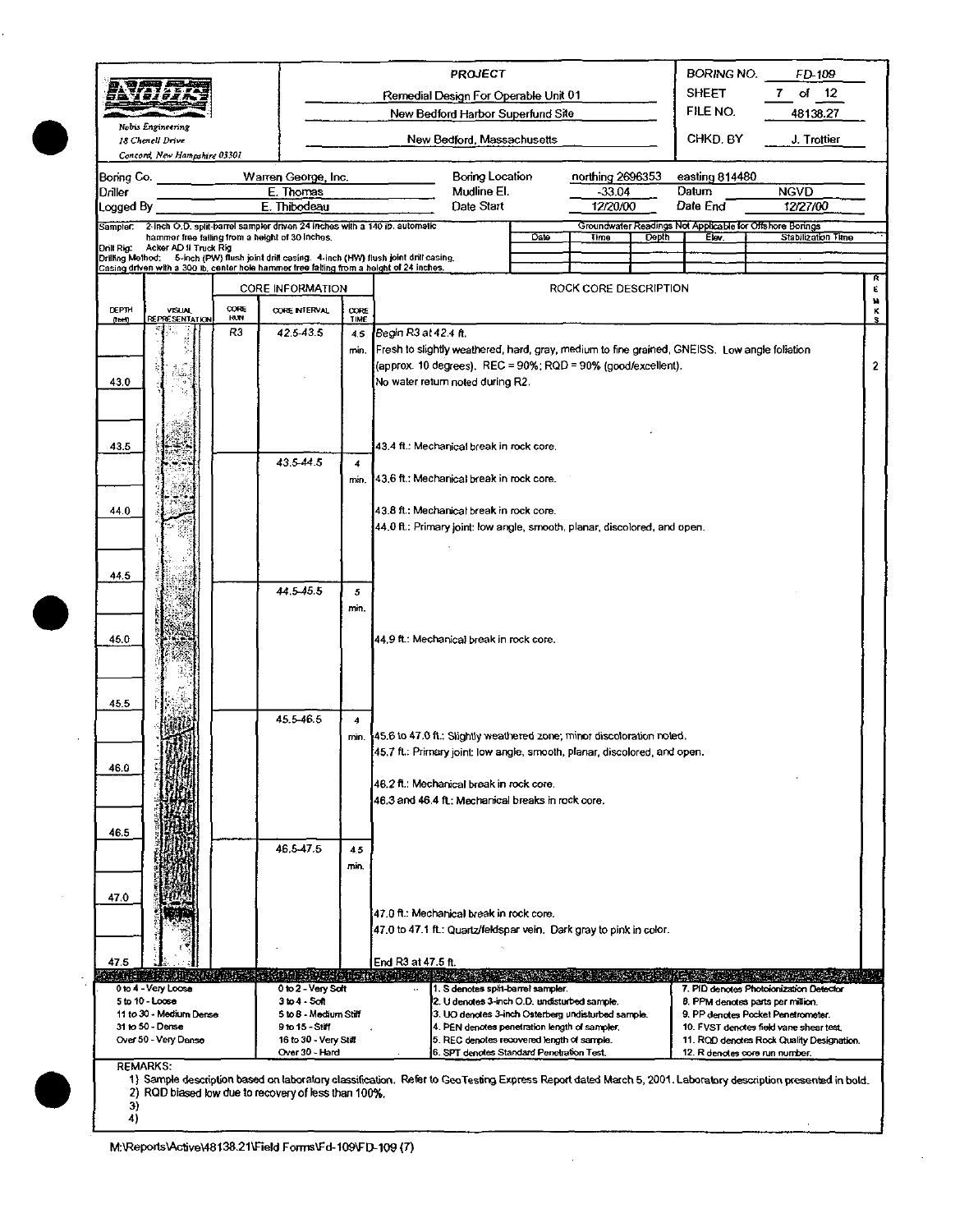Nobis Engineering
18 Chenell Drive
Concord, New Hampshire 03301

**PROJECT**

Remedial Design For Operable Unit 01
New Bedford Harbor Superfund Site
New Bedford, Massachusetts

BORING NO. FD-109
SHEET 7 of 12
FILE NO. 48138.27
CHKD. BY J. Trottier

| | | | |
|---|---|---|---|
| Boring Co. | Warren George, Inc. | Boring Location | northing 2696353 easting 814480 |
| Driller | E. Thomas | Mudline El. | -33.04 Datum NGVD |
| Logged By | E. Thibodeau | Date Start | 12/20/00 Date End 12/27/00 |

Sampler: 2-inch O.D. split-barrel sampler driven 24 inches with a 140 lb. automatic hammer free falling from a height of 30 inches.
Drill Rig: Acker AD II Truck Rig
Drilling Method: 5-inch (PW) flush joint drill casing. 4-inch (HW) flush joint drill casing. Casing driven with a 300 lb. center hole hammer free falling from a height of 24 inches.

Groundwater Readings Not Applicable for Offshore Borings

| Date | Time | Depth | Elev. | Stabilization Time |
|---|---|---|---|---|
| | | | | |

| DEPTH (feet) | CORE RUN | CORE INTERVAL | CORE TIME | ROCK CORE DESCRIPTION | REMKS |
|---|---|---|---|---|---|
| | R3 | 42.5-43.5 | 4.5 min. | Begin R3 at 42.4 ft. Fresh to slightly weathered, hard, gray, medium to fine grained, GNEISS. Low angle foliation (approx. 10 degrees). REC = 90%; RQD = 90% (good/excellent). No water return noted during R2. | 2 |
| 43.0 | | | | | |
| 43.5 | | | | 43.4 ft.: Mechanical break in rock core. | |
| | | 43.5-44.5 | 4 min. | 43.6 ft.: Mechanical break in rock core. | |
| 44.0 | | | | 43.8 ft.: Mechanical break in rock core. 44.0 ft.: Primary joint: low angle, smooth, planar, discolored, and open. | |
| 44.5 | | 44.5-45.5 | 5 min. | | |
| 45.0 | | | | 44.9 ft.: Mechanical break in rock core. | |
| 45.5 | | 45.5-46.5 | 4 min. | 45.6 to 47.0 ft.: Slightly weathered zone; minor discoloration noted. 45.7 ft.: Primary joint: low angle, smooth, planar, discolored, and open. | |
| 46.0 | | | | 46.2 ft.: Mechanical break in rock core. 46.3 and 46.4 ft.: Mechanical breaks in rock core. | |
| 46.5 | | 46.5-47.5 | 4.5 min. | | |
| 47.0 | | | | 47.0 ft.: Mechanical break in rock core. 47.0 to 47.1 ft.: Quartz/feldspar vein. Dark gray to pink in color. | |
| 47.5 | | | | End R3 at 47.5 ft. | |

| | | | |
|---|---|---|---|
| 0 to 4 - Very Loose | 0 to 2 - Very Soft | 1. S denotes split-barrel sampler. | 7. PID denotes Photoionization Detector |
| 5 to 10 - Loose | 3 to 4 - Soft | 2. U denotes 3-inch O.D. undisturbed sample. | 8. PPM denotes parts per million. |
| 11 to 30 - Medium Dense | 5 to 8 - Medium Stiff | 3. UO denotes 3-inch Osterberg undisturbed sample. | 9. PP denotes Pocket Penetrometer. |
| 31 to 50 - Dense | 9 to 15 - Stiff | 4. PEN denotes penetration length of sampler. | 10. FVST denotes field vane shear test. |
| Over 50 - Very Dense | 16 to 30 - Very Stiff | 5. REC denotes recovered length of sample. | 11. RQD denotes Rock Quality Designation. |
| | Over 30 - Hard | 6. SPT denotes Standard Penetration Test. | 12. R denotes core run number. |

REMARKS:
1) Sample description based on laboratory classification. Refer to GeoTesting Express Report dated March 5, 2001. Laboratory description presented in bold.
2) RQD biased low due to recovery of less than 100%.
3)
4)

M:\Reports\Active\48138.21\Field Forms\Fd-109\FD-109 (7)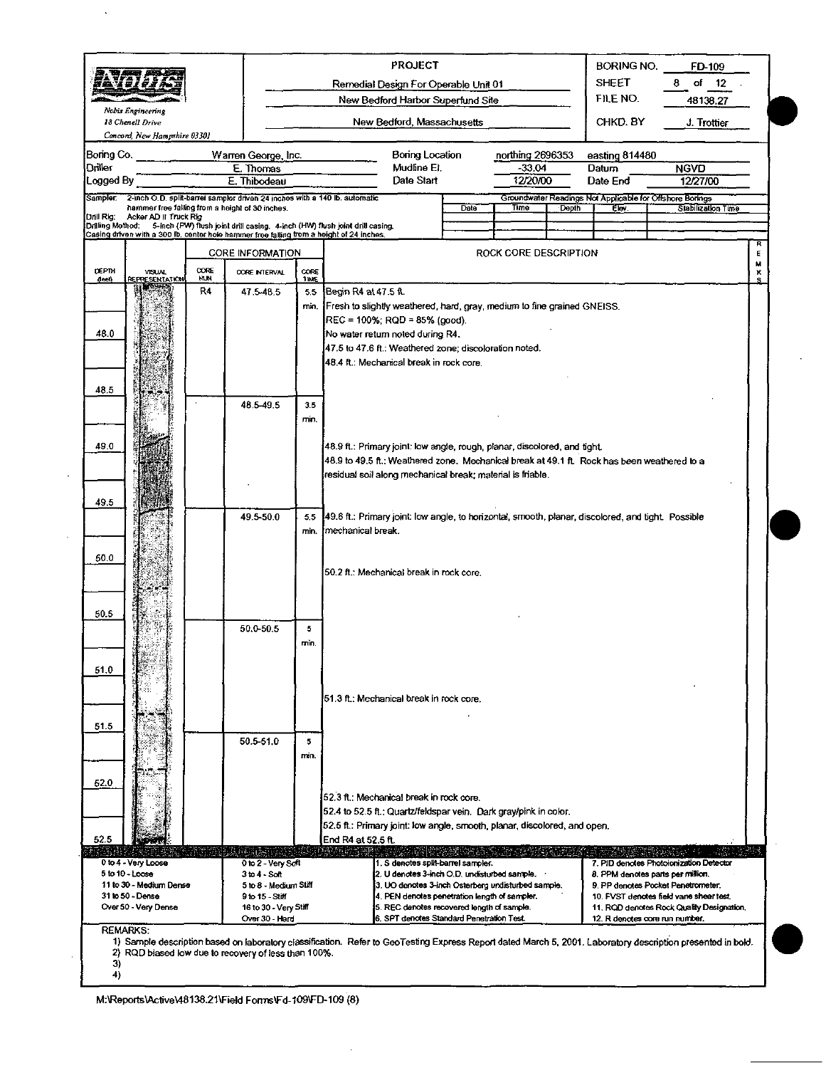**Nobis Engineering**
18 Chenell Drive
Concord, New Hampshire 03301

| PROJECT | |
|---|---|
| Remedial Design For Operable Unit 01 | |
| New Bedford Harbor Superfund Site | |
| New Bedford, Massachusetts | |

| | |
|---|---|
| BORING NO. | FD-109 |
| SHEET | 8 of 12 |
| FILE NO. | 48138.27 |
| CHKD. BY | J. Trottier |

| | | | | | |
|---|---|---|---|---|---|
| Boring Co. | Warren George, Inc. | Boring Location | northing 2696353 | easting 814480 | |
| Driller | E. Thomas | Mudline El. | -33.04 | Datum | NGVD |
| Logged By | E. Thibodeau | Date Start | 12/20/00 | Date End | 12/27/00 |

Sampler: 2-inch O.D. split-barrel sampler driven 24 inches with a 140 lb. automatic hammer free falling from a height of 30 inches.
Drill Rig: Acker AD II Truck Rig
Drilling Method: 5-inch (PW) flush joint drill casing. 4-inch (HW) flush joint drill casing. Casing driven with a 300 lb. center hole hammer free falling from a height of 24 inches.

Groundwater Readings Not Applicable for Offshore Borings

| Date | Time | Depth | Elev. | Stabilization Time |
|---|---|---|---|---|
| | | | | |

| DEPTH (feet) | VISUAL REPRESENTATION | CORE RUN | CORE INTERVAL | CORE TIME | ROCK CORE DESCRIPTION | REMARKS |
|---|---|---|---|---|---|---|
| | | R4 | 47.5-48.5 | 5.5 min. | Begin R4 at 47.5 ft.<br>Fresh to slightly weathered, hard, gray, medium to fine grained GNEISS.<br>REC = 100%; RQD = 85% (good).<br>No water return noted during R4.<br>47.5 to 47.6 ft.: Weathered zone; discoloration noted.<br>48.4 ft.: Mechanical break in rock core. | |
| 48.0 | | | | | | |
| 48.5 | | | 48.5-49.5 | 3.5 min. | | |
| 49.0 | | | | | 48.9 ft.: Primary joint: low angle, rough, planar, discolored, and tight.<br>48.9 to 49.5 ft.: Weathered zone. Mechanical break at 49.1 ft. Rock has been weathered to a residual soil along mechanical break; material is friable. | |
| 49.5 | | | 49.5-50.0 | 5.5 min. | 49.6 ft.: Primary joint: low angle, to horizontal, smooth, planar, discolored, and tight. Possible mechanical break. | |
| 50.0 | | | | | 50.2 ft.: Mechanical break in rock core. | |
| 50.5 | | | 50.0-50.5 | 5 min. | | |
| 51.0 | | | | | 51.3 ft.: Mechanical break in rock core. | |
| 51.5 | | | 50.5-51.0 | 5 min. | | |
| 52.0 | | | | | 52.3 ft.: Mechanical break in rock core.<br>52.4 to 52.5 ft.: Quartz/feldspar vein. Dark gray/pink in color.<br>52.5 ft.: Primary joint: low angle, smooth, planar, discolored, and open. | |
| 52.5 | | | | | End R4 at 52.5 ft. | |

| | | | |
|---|---|---|---|
| 0 to 4 - Very Loose | 0 to 2 - Very Soft | 1. S denotes split-barrel sampler. | 7. PID denotes Photoionization Detector |
| 5 to 10 - Loose | 3 to 4 - Soft | 2. U denotes 3-inch O.D. undisturbed sample. | 8. PPM denotes parts per million. |
| 11 to 30 - Medium Dense | 5 to 8 - Medium Stiff | 3. UO denotes 3-inch Osterberg undisturbed sample. | 9. PP denotes Pocket Penetrometer. |
| 31 to 50 - Dense | 9 to 15 - Stiff | 4. PEN denotes penetration length of sampler. | 10. FVST denotes field vane shear test. |
| Over 50 - Very Dense | 16 to 30 - Very Stiff | 5. REC denotes recovered length of sample. | 11. RQD denotes Rock Quality Designation. |
| | Over 30 - Hard | 6. SPT denotes Standard Penetration Test. | 12. R denotes core run number. |

REMARKS:
1) Sample description based on laboratory classification. Refer to GeoTesting Express Report dated March 5, 2001. Laboratory description presented in bold.
2) RQD biased low due to recovery of less than 100%.
3)
4)

M:\Reports\Active\48138.21\Field Forms\Fd-109\FD-109 (8)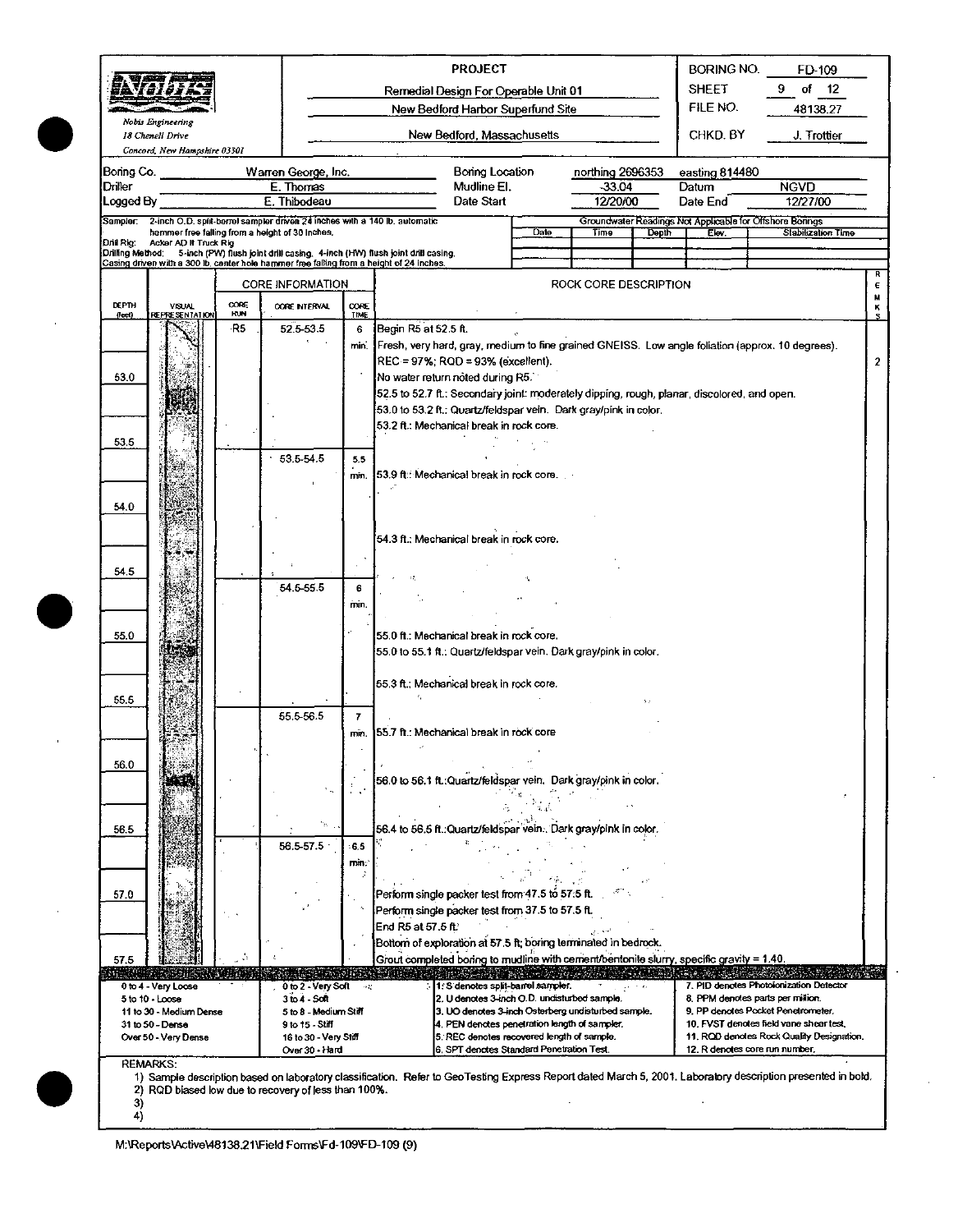**Nobis Engineering**
18 Chenell Drive
Concord, New Hampshire 03301

**PROJECT**
Remedial Design For Operable Unit 01
New Bedford Harbor Superfund Site
New Bedford, Massachusetts

BORING NO. FD-109
SHEET 9 of 12
FILE NO. 48138.27
CHKD. BY J. Trottier

| | | | | | |
|---|---|---|---|---|---|
| Boring Co. | Warren George, Inc. | Boring Location | northing 2696353 | easting 814480 | |
| Driller | E. Thomas | Mudline El. | -33.04 | Datum | NGVD |
| Logged By | E. Thibodeau | Date Start | 12/20/00 | Date End | 12/27/00 |

Sampler: 2-inch O.D. split-barrel sampler driven 24 inches with a 140 lb. automatic hammer free falling from a height of 30 inches.
Drill Rig: Acker AD II Truck Rig
Drilling Method: 5-inch (PW) flush joint drill casing. 4-inch (HW) flush joint drill casing. Casing driven with a 300 lb. center hole hammer free falling from a height of 24 inches.

Groundwater Readings Not Applicable for Offshore Borings

| Date | Time | Depth | Elev. | Stabilization Time |
|---|---|---|---|---|
| | | | | |

| DEPTH (feet) | VISUAL REPRESENTATION | CORE RUN | CORE INTERVAL | CORE TIME | ROCK CORE DESCRIPTION | REMKS |
|---|---|---|---|---|---|---|
| | | R5 | 52.5-53.5 | 6 min. | Begin R5 at 52.5 ft.<br>Fresh, very hard, gray, medium to fine grained GNEISS. Low angle foliation (approx. 10 degrees).<br>REC = 97%; RQD = 93% (excellent). | 2 |
| 53.0 | | | | | No water return noted during R5.<br>52.5 to 52.7 ft.: Secondary joint: moderately dipping, rough, planar, discolored, and open.<br>53.0 to 53.2 ft.: Quartz/feldspar vein. Dark gray/pink in color.<br>53.2 ft.: Mechanical break in rock core. | |
| 53.5 | | | 53.5-54.5 | 5.5 min. | 53.9 ft.: Mechanical break in rock core. | |
| 54.0 | | | | | 54.3 ft.: Mechanical break in rock core. | |
| 54.5 | | | 54.5-55.5 | 6 min. | | |
| 55.0 | | | | | 55.0 ft.: Mechanical break in rock core.<br>55.0 to 55.1 ft.: Quartz/feldspar vein. Dark gray/pink in color.<br>55.3 ft.: Mechanical break in rock core. | |
| 55.5 | | | 55.5-56.5 | 7 min. | 55.7 ft.: Mechanical break in rock core | |
| 56.0 | | | | | 56.0 to 56.1 ft.:Quartz/feldspar vein. Dark gray/pink in color. | |
| 56.5 | | | | | 56.4 to 56.5 ft.:Quartz/feldspar vein. Dark gray/pink in color. | |
| | | | 56.5-57.5 | 6.5 min. | | |
| 57.0 | | | | | Perform single packer test from 47.5 to 57.5 ft.<br>Perform single packer test from 37.5 to 57.5 ft.<br>End R5 at 57.5 ft.<br>Bottom of exploration at 57.5 ft; boring terminated in bedrock. | |
| 57.5 | | | | | Grout completed boring to mudline with cement/bentonite slurry, specific gravity = 1.40. | |

| | | | |
|---|---|---|---|
| 0 to 4 - Very Loose | 0 to 2 - Very Soft | 1. S denotes split-barrel sampler. | 7. PID denotes Photoionization Detector |
| 5 to 10 - Loose | 3 to 4 - Soft | 2. U denotes 3-inch O.D. undisturbed sample. | 8. PPM denotes parts per million. |
| 11 to 30 - Medium Dense | 5 to 8 - Medium Stiff | 3. UO denotes 3-inch Osterberg undisturbed sample. | 9. PP denotes Pocket Penetrometer. |
| 31 to 50 - Dense | 9 to 15 - Stiff | 4. PEN denotes penetration length of sampler. | 10. FVST denotes field vane shear test. |
| Over 50 - Very Dense | 16 to 30 - Very Stiff | 5. REC denotes recovered length of sample. | 11. RQD denotes Rock Quality Designation. |
| | Over 30 - Hard | 6. SPT denotes Standard Penetration Test. | 12. R denotes core run number. |

REMARKS:
1) Sample description based on laboratory classification. Refer to GeoTesting Express Report dated March 5, 2001. Laboratory description presented in bold.
2) RQD biased low due to recovery of less than 100%.
3)
4)

M:\Reports\Active\48138.21\Field Forms\Fd-109\FD-109 (9)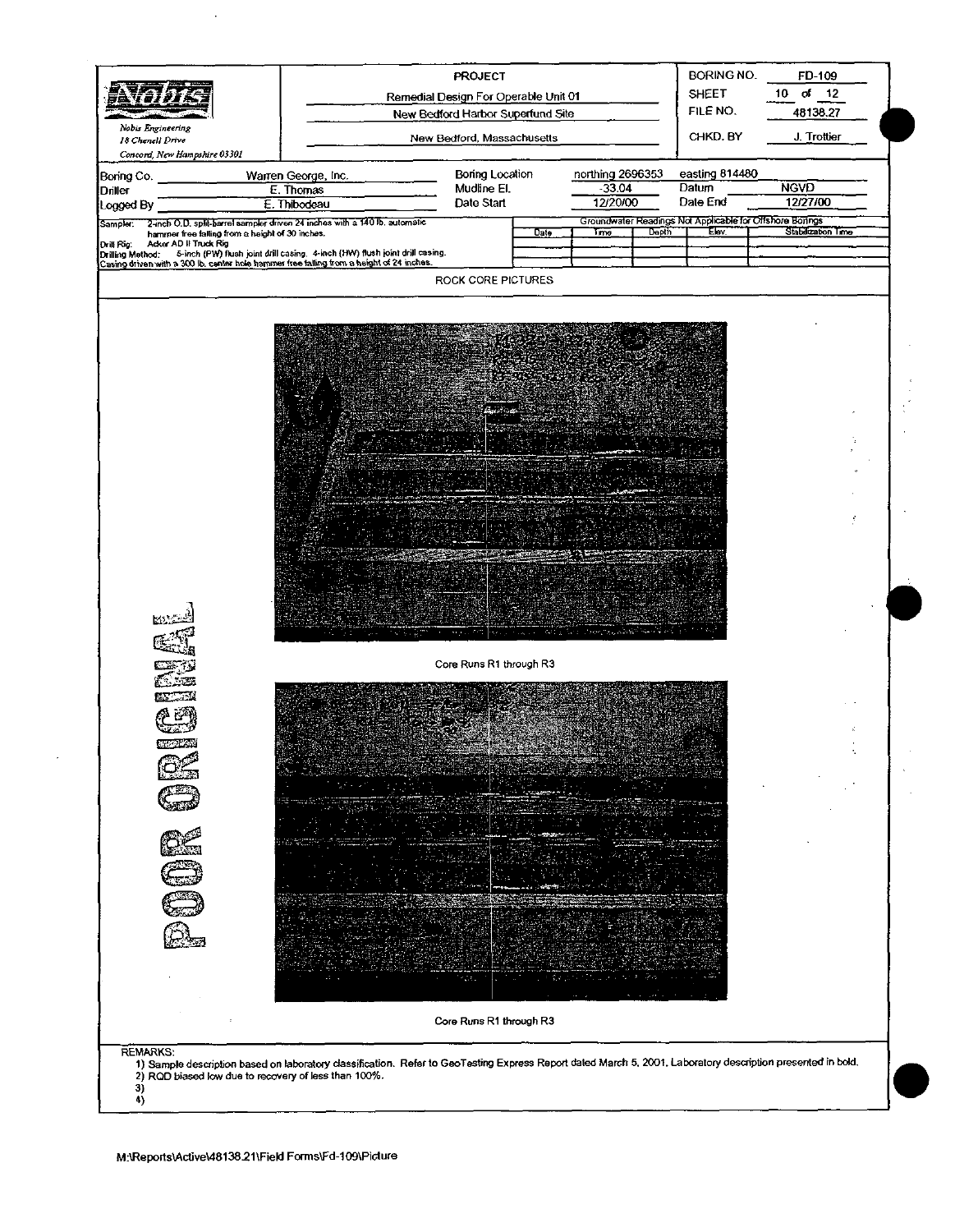| Nobis Engineering<br>18 Chenell Drive<br>Concord, New Hampshire 03301 | PROJECT<br>Remedial Design For Operable Unit 01<br>New Bedford Harbor Superfund Site<br>New Bedford, Massachusetts | BORING NO. | FD-109 |
|---|---|---|---|
| | | SHEET | 10 of 12 |
| | | FILE NO. | 48138.27 |
| | | CHKD. BY | J. Trottier |

| | | | | | |
|---|---|---|---|---|---|
| Boring Co. | Warren George, Inc. | Boring Location | northing 2696353 | easting 814480 | |
| Driller | E. Thomas | Mudline El. | -33.04 | Datum | NGVD |
| Logged By | E. Thibodeau | Date Start | 12/20/00 | Date End | 12/27/00 |

Sampler: 2-inch O.D. split-barrel sampler driven 24 inches with a 140 lb. automatic hammer free falling from a height of 30 inches.
Drill Rig: Acker AD II Truck Rig
Drilling Method: 5-inch (PW) flush joint drill casing. 4-inch (HW) flush joint drill casing.
Casing driven with a 300 lb. center hole hammer free falling from a height of 24 inches.

| Groundwater Readings Not Applicable for Offshore Borings | | | | |
|---|---|---|---|---|
| Date | Time | Depth | Elev. | Stabilization Time |
| | | | | |

ROCK CORE PICTURES

Core Runs R1 through R3

Core Runs R1 through R3

POOR ORIGINAL

REMARKS:
1) Sample description based on laboratory classification. Refer to GeoTesting Express Report dated March 5, 2001. Laboratory description presented in bold.
2) RQD biased low due to recovery of less than 100%.
3)
4)

M:\Reports\Active\48138.21\Field Forms\Fd-109\Picture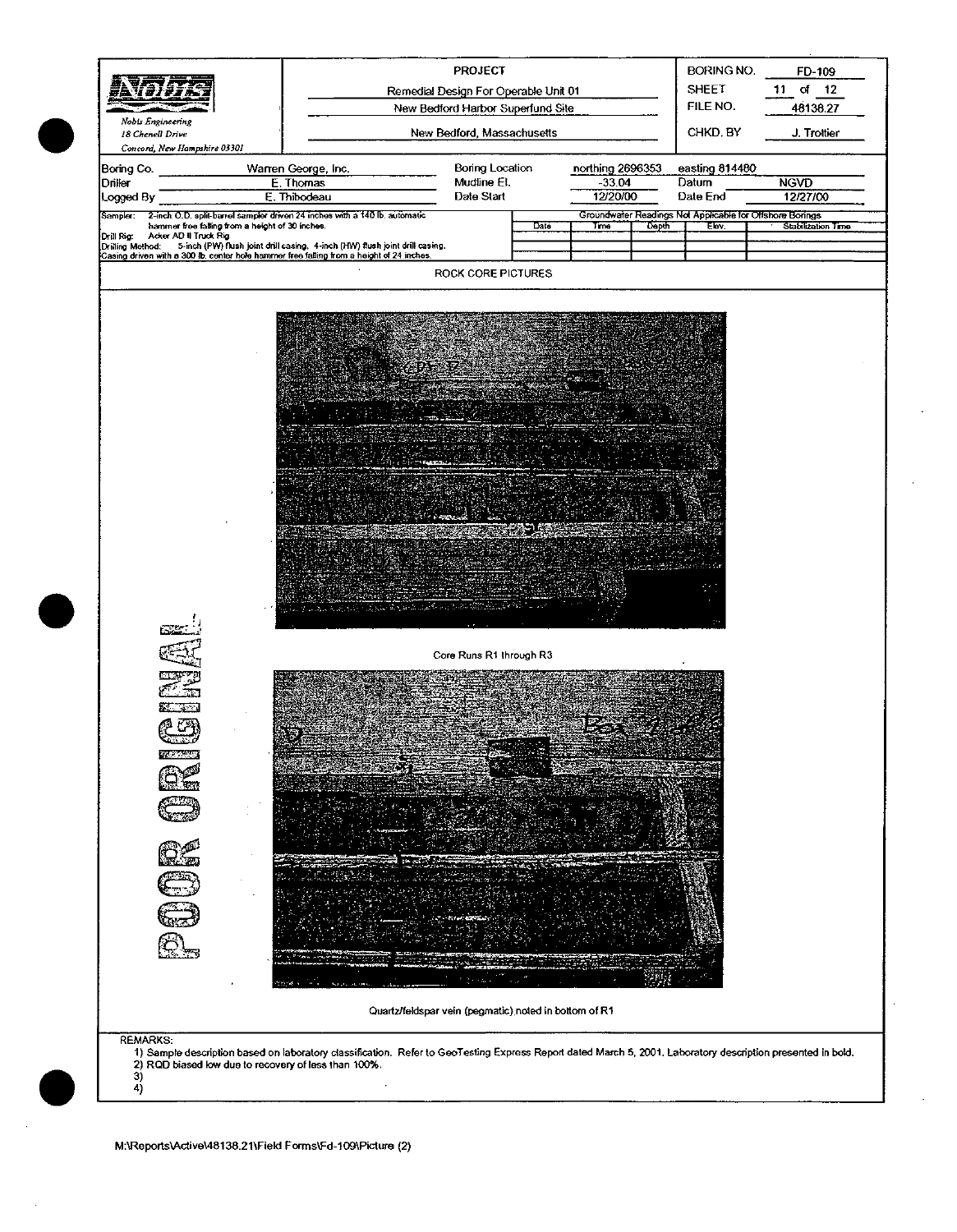| | PROJECT | | |
|---|---|---|---|
| Nobis Engineering<br>18 Chenell Drive<br>Concord, New Hampshire 03301 | Remedial Design For Operable Unit 01<br>New Bedford Harbor Superfund Site<br>New Bedford, Massachusetts | BORING NO.<br>SHEET<br>FILE NO.<br>CHKD. BY | FD-109<br>11 of 12<br>48138.27<br>J. Trottier |

| | | | | | |
|---|---|---|---|---|---|
| Boring Co. | Warren George, Inc. | Boring Location | northing 2696353 | easting 814480 | |
| Driller | E. Thomas | Mudline El. | -33.04 | Datum | NGVD |
| Logged By | E. Thibodeau | Date Start | 12/20/00 | Date End | 12/27/00 |

Sampler: 2-inch O.D. split-barrel sampler driven 24 inches with a 140 lb. automatic hammer free falling from a height of 30 inches.
Drill Rig: Acker AD II Truck Rig
Drilling Method: 5-inch (PW) flush joint drill casing, 4-inch (HW) flush joint drill casing. Casing driven with a 300 lb. center hole hammer free falling from a height of 24 inches.

Groundwater Readings Not Applicable for Offshore Borings

| Date | Time | Depth | Elev. | Stabilization Time |
|---|---|---|---|---|
| | | | | |

## ROCK CORE PICTURES

Core Runs R1 through R3

Quartz/feldspar vein (pegmatic) noted in bottom of R1

POOR ORIGINAL

REMARKS:
1) Sample description based on laboratory classification. Refer to GeoTesting Express Report dated March 5, 2001. Laboratory description presented in bold.
2) RQD biased low due to recovery of less than 100%.
3)
4)

M:\Reports\Active\48138.21\Field Forms\Fd-109\Picture (2)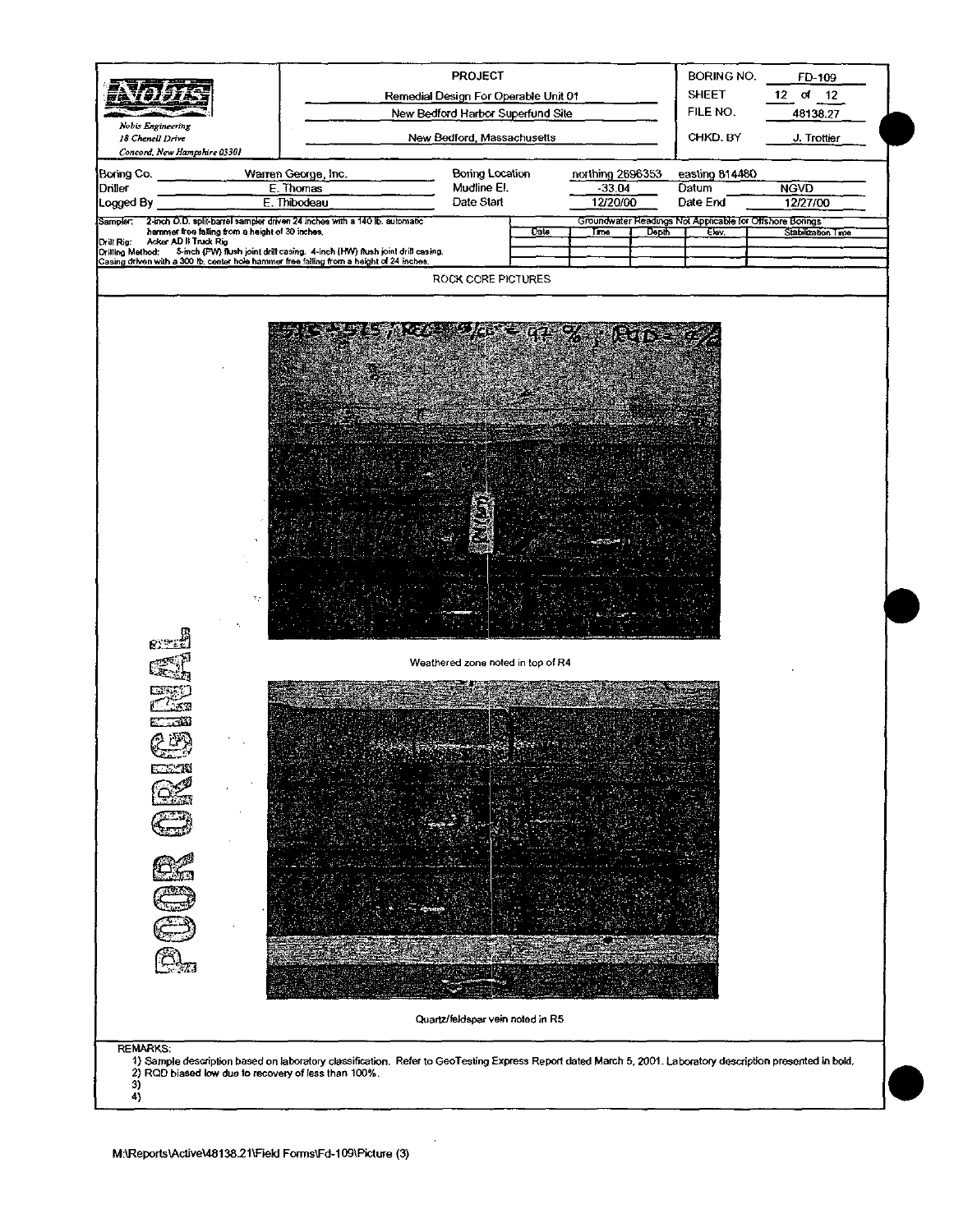| | PROJECT | BORING NO. | FD-109 |
|---|---|---|---|
| **Nobis** Nobis Engineering 18 Chenell Drive Concord, New Hampshire 03301 | Remedial Design For Operable Unit 01 | SHEET | 12 of 12 |
| | New Bedford Harbor Superfund Site | FILE NO. | 48138.27 |
| | New Bedford, Massachusetts | CHKD. BY | J. Trottier |

| | | | | | |
|---|---|---|---|---|---|
| Boring Co. | Warren George, Inc. | Boring Location | northing 2696353 | easting 814480 | |
| Driller | E. Thomas | Mudline El. | -33.04 | Datum | NGVD |
| Logged By | E. Thibodeau | Date Start | 12/20/00 | Date End | 12/27/00 |

Sampler: 2-inch O.D. split-barrel sampler driven 24 inches with a 140 lb. automatic hammer free falling from a height of 30 inches.
Drill Rig: Acker AD II Truck Rig
Drilling Method: 5-inch (PW) flush joint drill casing. 4-inch (HW) flush joint drill casing. Casing driven with a 300 lb. center hole hammer free falling from a height of 24 inches.

Groundwater Readings Not Applicable for Offshore Borings

| Date | Time | Depth | Elev. | Stabilization Time |
|---|---|---|---|---|
| | | | | |

ROCK CORE PICTURES

Weathered zone noted in top of R4

Quartz/feldspar vein noted in R5

POOR ORIGINAL

REMARKS:
1) Sample description based on laboratory classification. Refer to GeoTesting Express Report dated March 5, 2001. Laboratory description presented in bold.
2) RQD biased low due to recovery of less than 100%.
3)
4)

M:\Reports\Active\48138.21\Field Forms\Fd-109\Picture (3)